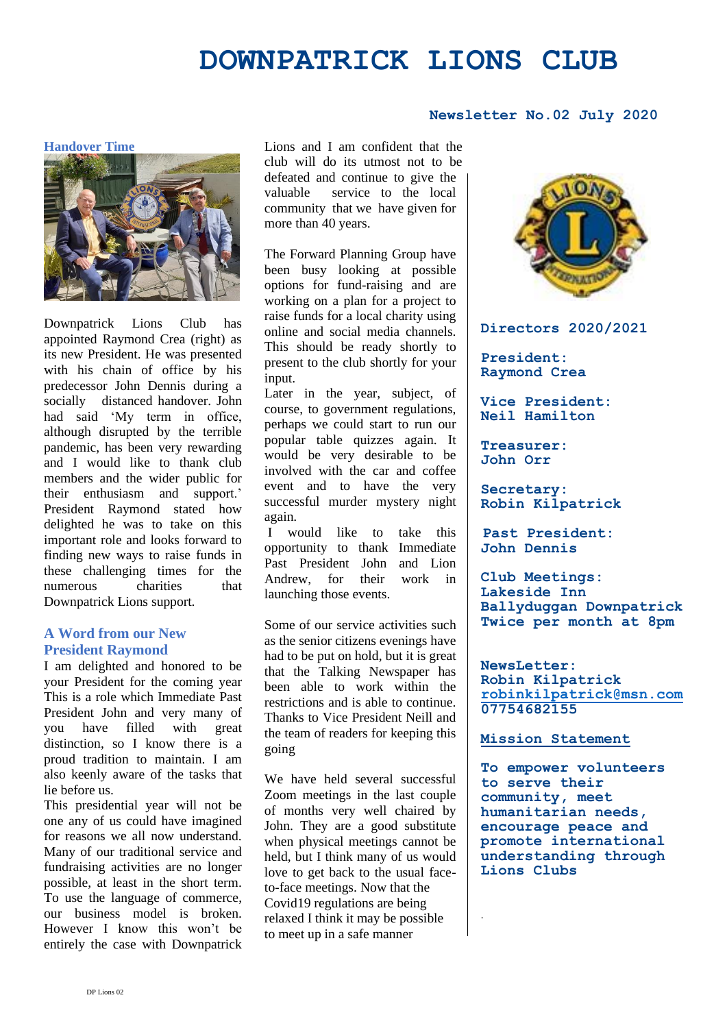# DOWNPATRICK LIONS CLUB

**Newsletter No.02 July 2020**

## Handover Time

Downpatrick Lions Club has appointed Raymond Crea (right) as its new President. He was presented with his chain of office by his predecessor John Dennis during a socially distanced handover. John had said 'My term in office, although disrupted by the terrible pandemic, has been very rewarding and I would like to thank club members and the wider public for their enthusiasm and support.' President Raymond stated how delighted he was to take on this important role and looks forward to finding new ways to raise funds in these challenging times for the numerous charities that Downpatrick Lions support.

## A Word from our New President Raymond

I am delighted and honored to be your President for the coming year This is a role which Immediate Past President John and very many of you have filled with great distinction, so I know there is a proud tradition to maintain. I am also keenly aware of the tasks that lie before us.

This presidential year will not be one any of us could have imagined for reasons we all now understand. Many of our traditional service and fundraising activities are no longer possible, at least in the short term. To use the language of commerce, our business model is broken. However I know this won't be entirely the case with Downpatrick Lions and I am confident that the club will do its utmost not to be defeated and continue to give the valuable service to the local community that we have given for more than 40 years.

The Forward Planning Group have been busy looking at possible options for fund-raising and are working on a plan for a project to raise funds for a local charity using online and social media channels. This should be ready shortly to present to the club shortly for your input.

Later in the year, subject, of course, to government regulations, perhaps we could start to run our popular table quizzes again. It would be very desirable to be involved with the car and coffee event and to have the very successful murder mystery night again.

I would like to take this opportunity to thank Immediate Past President John and Lion Andrew, for their work in launching those events.

Some of our service activities such as the senior citizens evenings have had to be put on hold, but it is great that the Talking Newspaper has been able to work within the restrictions and is able to continue. Thanks to Vice President Neill and the team of readers for keeping this going

We have held several successful Zoom meetings in the last couple of months very well chaired by John. They are a good substitute when physical meetings cannot be held, but I think many of us would love to get back to the usual face-to-face meetings. Now that the Covid19 regulations are being relaxed I think it may be possible to meet up in a safe manner

**Directors 2020/2021**

**President:**
**Raymond Crea**

**Vice President:**
**Neil Hamilton**

**Treasurer:**
**John Orr**

**Secretary:**
**Robin Kilpatrick**

**Past President:**
**John Dennis**

**Club Meetings:**
**Lakeside Inn**
**Ballyduggan Downpatrick**
**Twice per month at 8pm**

**NewsLetter:**
**Robin Kilpatrick**
**robinkilpatrick@msn.com**
**07754682155**

**Mission Statement**

**To empower volunteers to serve their community, meet humanitarian needs, encourage peace and promote international understanding through Lions Clubs**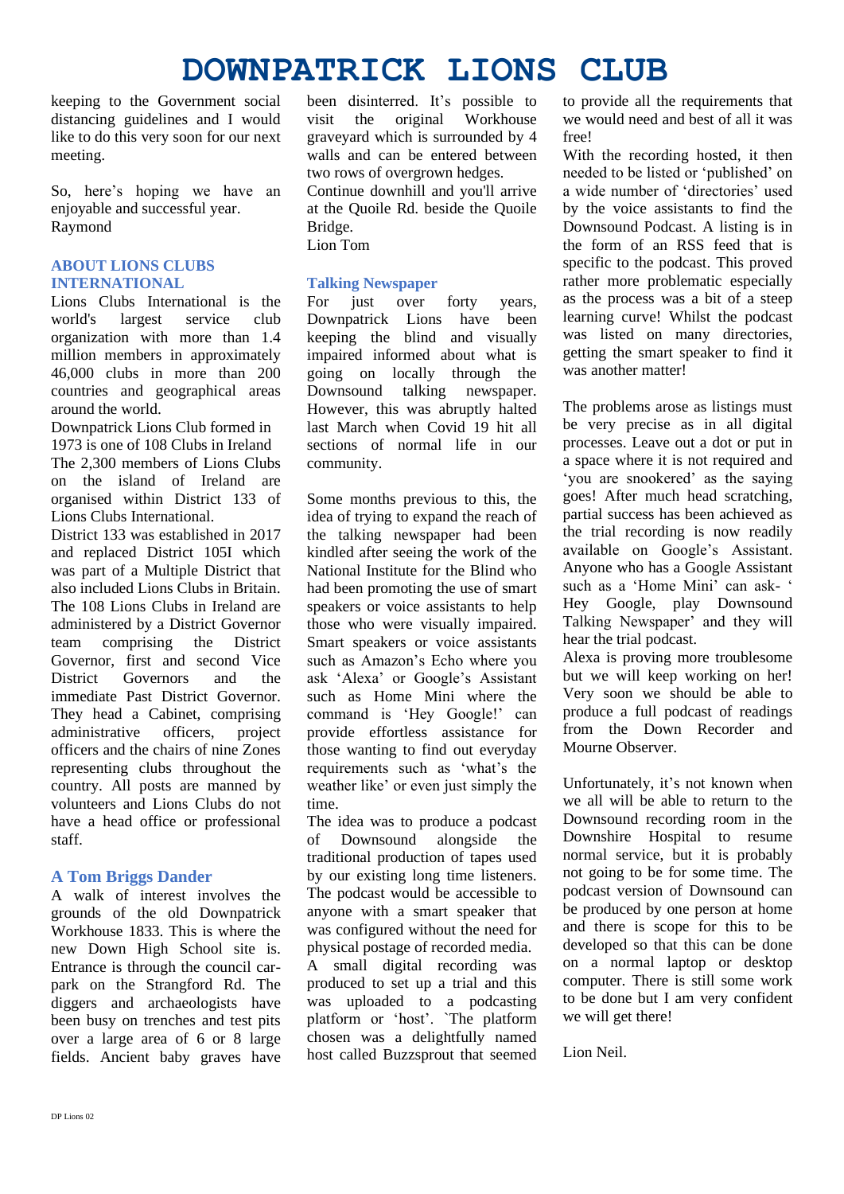# DOWNPATRICK LIONS CLUB

keeping to the Government social distancing guidelines and I would like to do this very soon for our next meeting.

So, here's hoping we have an enjoyable and successful year.
Raymond

### ABOUT LIONS CLUBS INTERNATIONAL

Lions Clubs International is the world's largest service club organization with more than 1.4 million members in approximately 46,000 clubs in more than 200 countries and geographical areas around the world.
Downpatrick Lions Club formed in 1973 is one of 108 Clubs in Ireland
The 2,300 members of Lions Clubs on the island of Ireland are organised within District 133 of Lions Clubs International.
District 133 was established in 2017 and replaced District 105I which was part of a Multiple District that also included Lions Clubs in Britain. The 108 Lions Clubs in Ireland are administered by a District Governor team comprising the District Governor, first and second Vice District Governors and the immediate Past District Governor. They head a Cabinet, comprising administrative officers, project officers and the chairs of nine Zones representing clubs throughout the country. All posts are manned by volunteers and Lions Clubs do not have a head office or professional staff.

### A Tom Briggs Dander

A walk of interest involves the grounds of the old Downpatrick Workhouse 1833. This is where the new Down High School site is. Entrance is through the council car-park on the Strangford Rd. The diggers and archaeologists have been busy on trenches and test pits over a large area of 6 or 8 large fields. Ancient baby graves have been disinterred. It's possible to visit the original Workhouse graveyard which is surrounded by 4 walls and can be entered between two rows of overgrown hedges.
Continue downhill and you'll arrive at the Quoile Rd. beside the Quoile Bridge.
Lion Tom

### Talking Newspaper

For just over forty years, Downpatrick Lions have been keeping the blind and visually impaired informed about what is going on locally through the Downsound talking newspaper. However, this was abruptly halted last March when Covid 19 hit all sections of normal life in our community.

Some months previous to this, the idea of trying to expand the reach of the talking newspaper had been kindled after seeing the work of the National Institute for the Blind who had been promoting the use of smart speakers or voice assistants to help those who were visually impaired. Smart speakers or voice assistants such as Amazon's Echo where you ask 'Alexa' or Google's Assistant such as Home Mini where the command is 'Hey Google!' can provide effortless assistance for those wanting to find out everyday requirements such as 'what's the weather like' or even just simply the time.
The idea was to produce a podcast of Downsound alongside the traditional production of tapes used by our existing long time listeners. The podcast would be accessible to anyone with a smart speaker that was configured without the need for physical postage of recorded media.
A small digital recording was produced to set up a trial and this was uploaded to a podcasting platform or 'host'. `The platform chosen was a delightfully named host called Buzzsprout that seemed to provide all the requirements that we would need and best of all it was free!
With the recording hosted, it then needed to be listed or 'published' on a wide number of 'directories' used by the voice assistants to find the Downsound Podcast. A listing is in the form of an RSS feed that is specific to the podcast. This proved rather more problematic especially as the process was a bit of a steep learning curve! Whilst the podcast was listed on many directories, getting the smart speaker to find it was another matter!

The problems arose as listings must be very precise as in all digital processes. Leave out a dot or put in a space where it is not required and 'you are snookered' as the saying goes! After much head scratching, partial success has been achieved as the trial recording is now readily available on Google's Assistant. Anyone who has a Google Assistant such as a 'Home Mini' can ask- ' Hey Google, play Downsound Talking Newspaper' and they will hear the trial podcast.
Alexa is proving more troublesome but we will keep working on her! Very soon we should be able to produce a full podcast of readings from the Down Recorder and Mourne Observer.

Unfortunately, it's not known when we all will be able to return to the Downsound recording room in the Downshire Hospital to resume normal service, but it is probably not going to be for some time. The podcast version of Downsound can be produced by one person at home and there is scope for this to be developed so that this can be done on a normal laptop or desktop computer. There is still some work to be done but I am very confident we will get there!

Lion Neil.